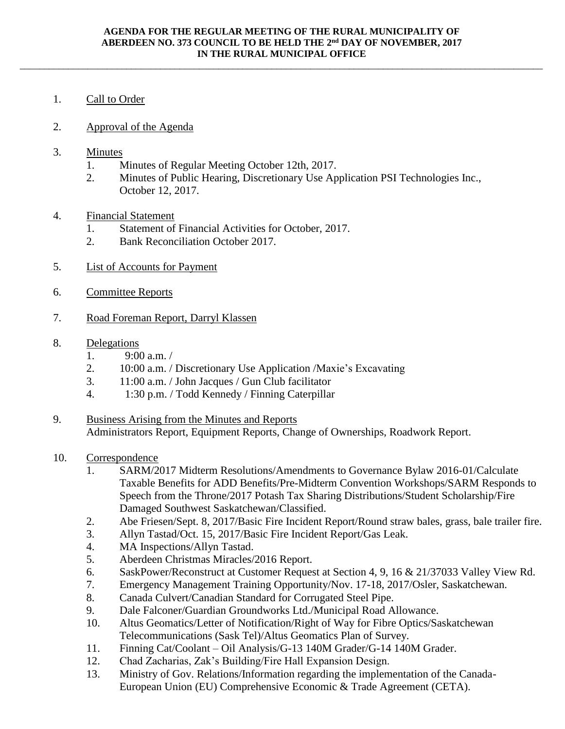**AGENDA FOR THE REGULAR MEETING OF THE RURAL MUNICIPALITY OF ABERDEEN NO. 373 COUNCIL TO BE HELD THE 2nd DAY OF NOVEMBER, 2017 IN THE RURAL MUNICIPAL OFFICE**

---

1. Call to Order

2. Approval of the Agenda

3. Minutes
   1. Minutes of Regular Meeting October 12th, 2017.
   2. Minutes of Public Hearing, Discretionary Use Application PSI Technologies Inc., October 12, 2017.

4. Financial Statement
   1. Statement of Financial Activities for October, 2017.
   2. Bank Reconciliation October 2017.

5. List of Accounts for Payment

6. Committee Reports

7. Road Foreman Report, Darryl Klassen

8. Delegations
   1. 9:00 a.m. /
   2. 10:00 a.m. / Discretionary Use Application /Maxie's Excavating
   3. 11:00 a.m. / John Jacques / Gun Club facilitator
   4. 1:30 p.m. / Todd Kennedy / Finning Caterpillar

9. Business Arising from the Minutes and Reports
   Administrators Report, Equipment Reports, Change of Ownerships, Roadwork Report.

10. Correspondence
    1. SARM/2017 Midterm Resolutions/Amendments to Governance Bylaw 2016-01/Calculate Taxable Benefits for ADD Benefits/Pre-Midterm Convention Workshops/SARM Responds to Speech from the Throne/2017 Potash Tax Sharing Distributions/Student Scholarship/Fire Damaged Southwest Saskatchewan/Classified.
    2. Abe Friesen/Sept. 8, 2017/Basic Fire Incident Report/Round straw bales, grass, bale trailer fire.
    3. Allyn Tastad/Oct. 15, 2017/Basic Fire Incident Report/Gas Leak.
    4. MA Inspections/Allyn Tastad.
    5. Aberdeen Christmas Miracles/2016 Report.
    6. SaskPower/Reconstruct at Customer Request at Section 4, 9, 16 & 21/37033 Valley View Rd.
    7. Emergency Management Training Opportunity/Nov. 17-18, 2017/Osler, Saskatchewan.
    8. Canada Culvert/Canadian Standard for Corrugated Steel Pipe.
    9. Dale Falconer/Guardian Groundworks Ltd./Municipal Road Allowance.
    10. Altus Geomatics/Letter of Notification/Right of Way for Fibre Optics/Saskatchewan Telecommunications (Sask Tel)/Altus Geomatics Plan of Survey.
    11. Finning Cat/Coolant – Oil Analysis/G-13 140M Grader/G-14 140M Grader.
    12. Chad Zacharias, Zak's Building/Fire Hall Expansion Design.
    13. Ministry of Gov. Relations/Information regarding the implementation of the Canada-European Union (EU) Comprehensive Economic & Trade Agreement (CETA).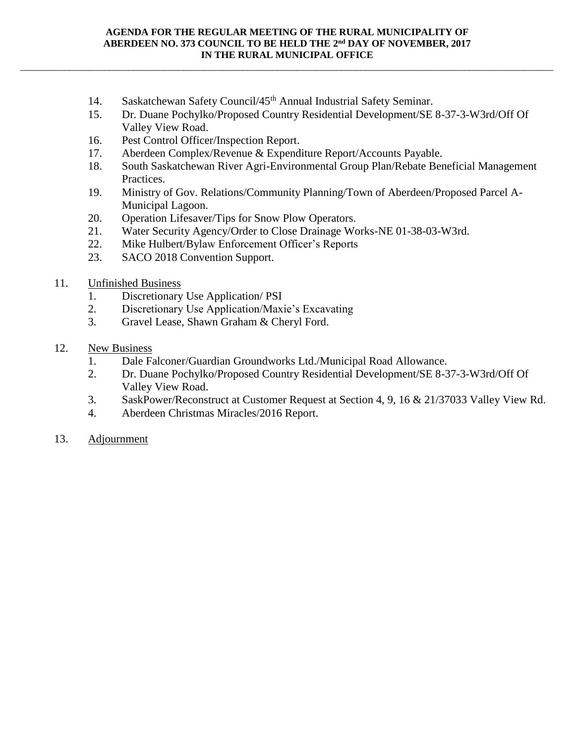14. Saskatchewan Safety Council/45th Annual Industrial Safety Seminar.
15. Dr. Duane Pochylko/Proposed Country Residential Development/SE 8-37-3-W3rd/Off Of Valley View Road.
16. Pest Control Officer/Inspection Report.
17. Aberdeen Complex/Revenue & Expenditure Report/Accounts Payable.
18. South Saskatchewan River Agri-Environmental Group Plan/Rebate Beneficial Management Practices.
19. Ministry of Gov. Relations/Community Planning/Town of Aberdeen/Proposed Parcel A-Municipal Lagoon.
20. Operation Lifesaver/Tips for Snow Plow Operators.
21. Water Security Agency/Order to Close Drainage Works-NE 01-38-03-W3rd.
22. Mike Hulbert/Bylaw Enforcement Officer's Reports
23. SACO 2018 Convention Support.

11. Unfinished Business
    1. Discretionary Use Application/ PSI
    2. Discretionary Use Application/Maxie's Excavating
    3. Gravel Lease, Shawn Graham & Cheryl Ford.

12. New Business
    1. Dale Falconer/Guardian Groundworks Ltd./Municipal Road Allowance.
    2. Dr. Duane Pochylko/Proposed Country Residential Development/SE 8-37-3-W3rd/Off Of Valley View Road.
    3. SaskPower/Reconstruct at Customer Request at Section 4, 9, 16 & 21/37033 Valley View Rd.
    4. Aberdeen Christmas Miracles/2016 Report.

13. Adjournment